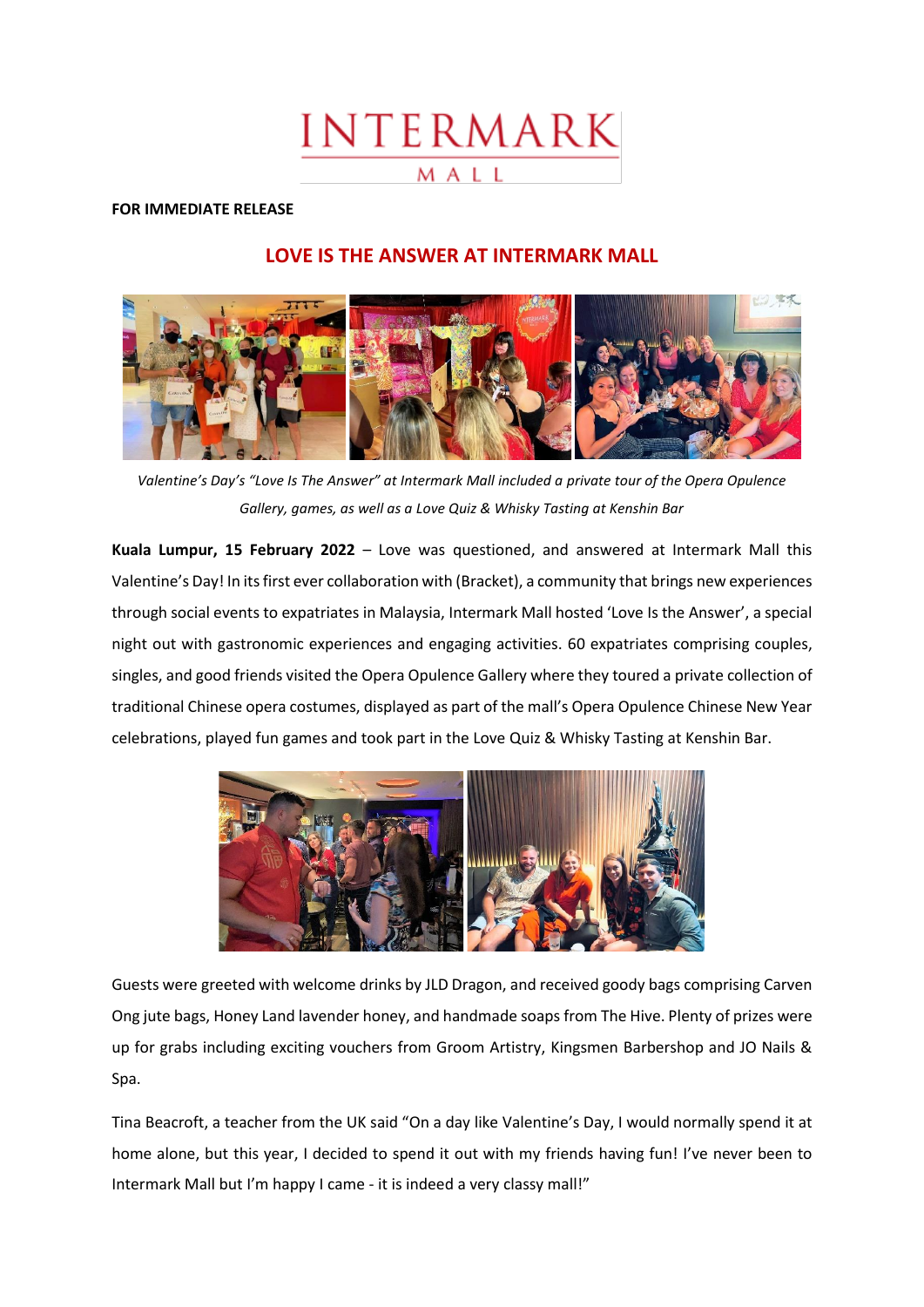INTERMARK MALL

**FOR IMMEDIATE RELEASE**

# LOVE IS THE ANSWER AT INTERMARK MALL

*Valentine's Day's "Love Is The Answer" at Intermark Mall included a private tour of the Opera Opulence Gallery, games, as well as a Love Quiz & Whisky Tasting at Kenshin Bar*

**Kuala Lumpur, 15 February 2022** – Love was questioned, and answered at Intermark Mall this Valentine's Day! In its first ever collaboration with (Bracket), a community that brings new experiences through social events to expatriates in Malaysia, Intermark Mall hosted 'Love Is the Answer', a special night out with gastronomic experiences and engaging activities. 60 expatriates comprising couples, singles, and good friends visited the Opera Opulence Gallery where they toured a private collection of traditional Chinese opera costumes, displayed as part of the mall's Opera Opulence Chinese New Year celebrations, played fun games and took part in the Love Quiz & Whisky Tasting at Kenshin Bar.

Guests were greeted with welcome drinks by JLD Dragon, and received goody bags comprising Carven Ong jute bags, Honey Land lavender honey, and handmade soaps from The Hive. Plenty of prizes were up for grabs including exciting vouchers from Groom Artistry, Kingsmen Barbershop and JO Nails & Spa.

Tina Beacroft, a teacher from the UK said "On a day like Valentine's Day, I would normally spend it at home alone, but this year, I decided to spend it out with my friends having fun! I've never been to Intermark Mall but I'm happy I came - it is indeed a very classy mall!"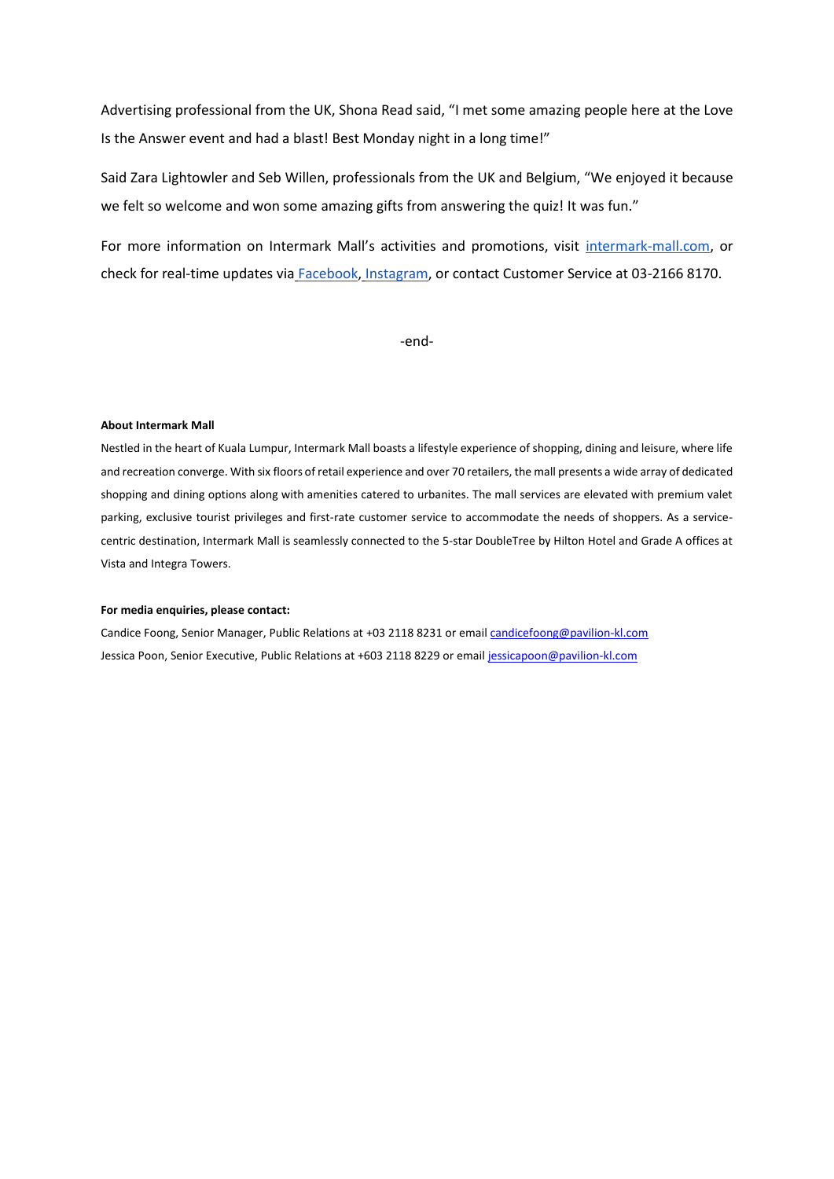Advertising professional from the UK, Shona Read said, “I met some amazing people here at the Love Is the Answer event and had a blast! Best Monday night in a long time!”

Said Zara Lightowler and Seb Willen, professionals from the UK and Belgium, “We enjoyed it because we felt so welcome and won some amazing gifts from answering the quiz! It was fun.”

For more information on Intermark Mall’s activities and promotions, visit intermark-mall.com, or check for real-time updates via Facebook, Instagram, or contact Customer Service at 03-2166 8170.

-end-

**About Intermark Mall**

Nestled in the heart of Kuala Lumpur, Intermark Mall boasts a lifestyle experience of shopping, dining and leisure, where life and recreation converge. With six floors of retail experience and over 70 retailers, the mall presents a wide array of dedicated shopping and dining options along with amenities catered to urbanites. The mall services are elevated with premium valet parking, exclusive tourist privileges and first-rate customer service to accommodate the needs of shoppers. As a service-centric destination, Intermark Mall is seamlessly connected to the 5-star DoubleTree by Hilton Hotel and Grade A offices at Vista and Integra Towers.

**For media enquiries, please contact:**

Candice Foong, Senior Manager, Public Relations at +03 2118 8231 or email candicefoong@pavilion-kl.com

Jessica Poon, Senior Executive, Public Relations at +603 2118 8229 or email jessicapoon@pavilion-kl.com